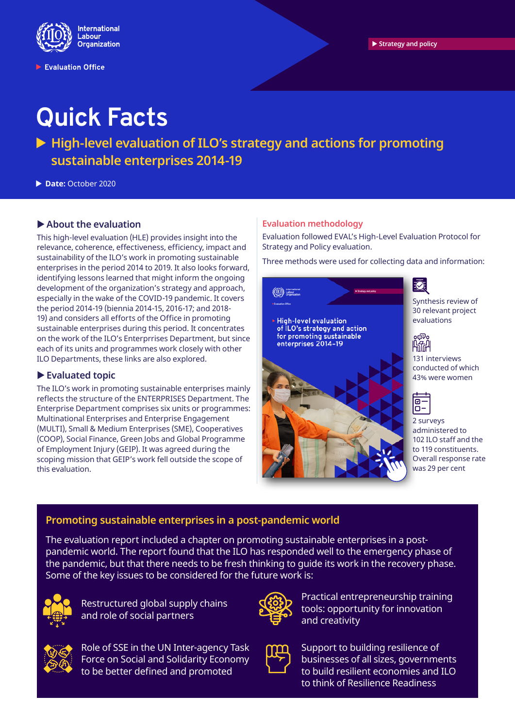International Labour Organization

Evaluation Office

Strategy and policy

# Quick Facts

## High-level evaluation of ILO's strategy and actions for promoting sustainable enterprises 2014-19

**Date:** October 2020

### About the evaluation

This high-level evaluation (HLE) provides insight into the relevance, coherence, effectiveness, efficiency, impact and sustainability of the ILO's work in promoting sustainable enterprises in the period 2014 to 2019. It also looks forward, identifying lessons learned that might inform the ongoing development of the organization's strategy and approach, especially in the wake of the COVID-19 pandemic. It covers the period 2014-19 (biennia 2014-15, 2016-17; and 2018-19) and considers all efforts of the Office in promoting sustainable enterprises during this period. It concentrates on the work of the ILO's Enterprrises Department, but since each of its units and programmes work closely with other ILO Departments, these links are also explored.

### Evaluated topic

The ILO's work in promoting sustainable enterprises mainly reflects the structure of the ENTERPRISES Department. The Enterprise Department comprises six units or programmes: Multinational Enterprises and Enterprise Engagement (MULTI), Small & Medium Enterprises (SME), Cooperatives (COOP), Social Finance, Green Jobs and Global Programme of Employment Injury (GEIP). It was agreed during the scoping mission that GEIP's work fell outside the scope of this evaluation.

### Evaluation methodology

Evaluation followed EVAL's High-Level Evaluation Protocol for Strategy and Policy evaluation.

Three methods were used for collecting data and information:

- Synthesis review of 30 relevant project evaluations
- 131 interviews conducted of which 43% were women
- 2 surveys administered to 102 ILO staff and the to 119 constituents. Overall response rate was 29 per cent

### Promoting sustainable enterprises in a post-pandemic world

The evaluation report included a chapter on promoting sustainable enterprises in a post-pandemic world. The report found that the ILO has responded well to the emergency phase of the pandemic, but that there needs to be fresh thinking to guide its work in the recovery phase. Some of the key issues to be considered for the future work is:

- Restructured global supply chains and role of social partners
- Practical entrepreneurship training tools: opportunity for innovation and creativity
- Role of SSE in the UN Inter-agency Task Force on Social and Solidarity Economy to be better defined and promoted
- Support to building resilience of businesses of all sizes, governments to build resilient economies and ILO to think of Resilience Readiness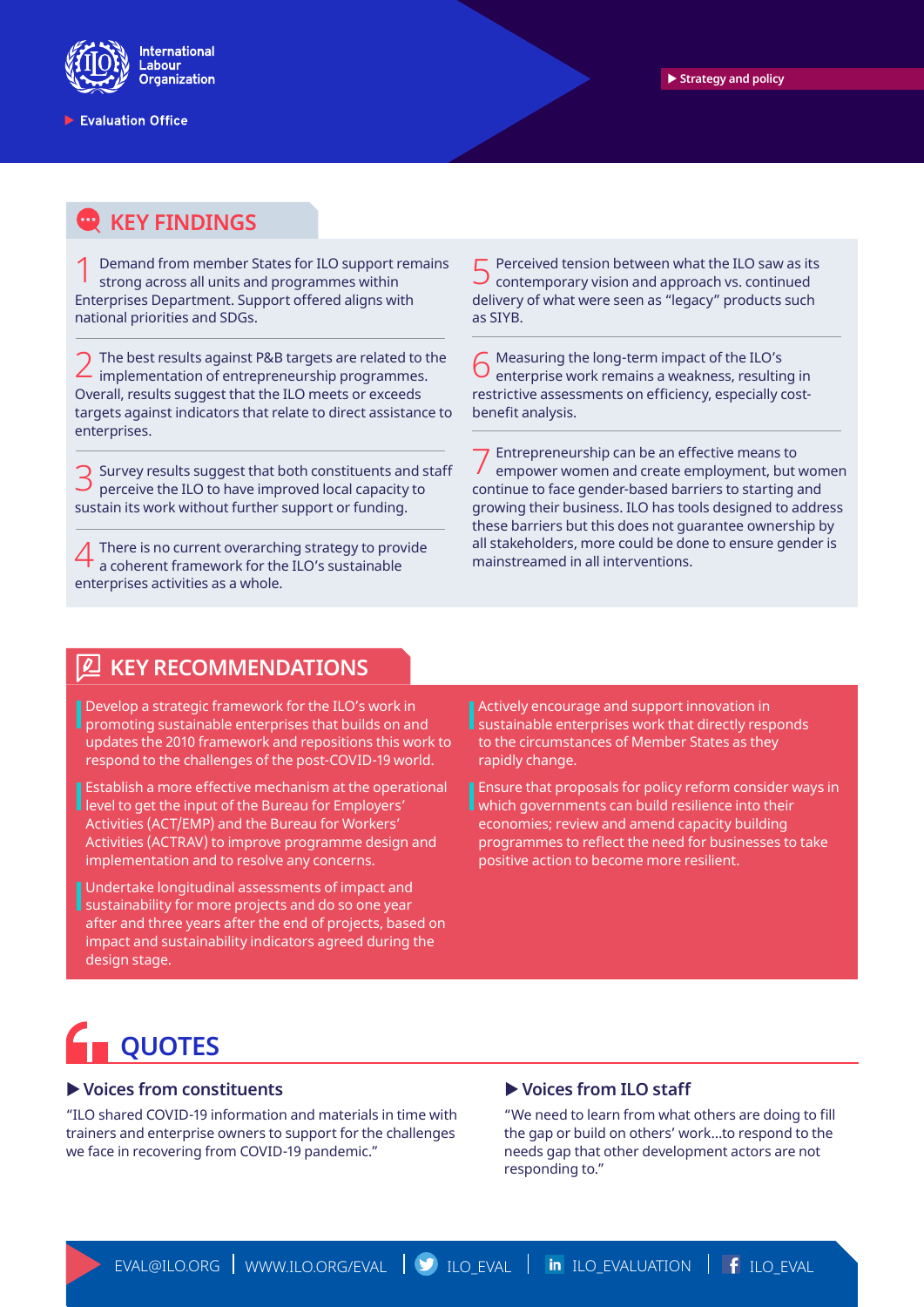International Labour Organization

Evaluation Office

Strategy and policy

## KEY FINDINGS

1 Demand from member States for ILO support remains strong across all units and programmes within Enterprises Department. Support offered aligns with national priorities and SDGs.

2 The best results against P&B targets are related to the implementation of entrepreneurship programmes. Overall, results suggest that the ILO meets or exceeds targets against indicators that relate to direct assistance to enterprises.

3 Survey results suggest that both constituents and staff perceive the ILO to have improved local capacity to sustain its work without further support or funding.

4 There is no current overarching strategy to provide a coherent framework for the ILO's sustainable enterprises activities as a whole.

5 Perceived tension between what the ILO saw as its contemporary vision and approach vs. continued delivery of what were seen as "legacy" products such as SIYB.

6 Measuring the long-term impact of the ILO's enterprise work remains a weakness, resulting in restrictive assessments on efficiency, especially cost-benefit analysis.

7 Entrepreneurship can be an effective means to empower women and create employment, but women continue to face gender-based barriers to starting and growing their business. ILO has tools designed to address these barriers but this does not guarantee ownership by all stakeholders, more could be done to ensure gender is mainstreamed in all interventions.

## KEY RECOMMENDATIONS

- Develop a strategic framework for the ILO's work in promoting sustainable enterprises that builds on and updates the 2010 framework and repositions this work to respond to the challenges of the post-COVID-19 world.
- Establish a more effective mechanism at the operational level to get the input of the Bureau for Employers' Activities (ACT/EMP) and the Bureau for Workers' Activities (ACTRAV) to improve programme design and implementation and to resolve any concerns.
- Undertake longitudinal assessments of impact and sustainability for more projects and do so one year after and three years after the end of projects, based on impact and sustainability indicators agreed during the design stage.
- Actively encourage and support innovation in sustainable enterprises work that directly responds to the circumstances of Member States as they rapidly change.
- Ensure that proposals for policy reform consider ways in which governments can build resilience into their economies; review and amend capacity building programmes to reflect the need for businesses to take positive action to become more resilient.

## QUOTES

### Voices from constituents

"ILO shared COVID-19 information and materials in time with trainers and enterprise owners to support for the challenges we face in recovering from COVID-19 pandemic."

### Voices from ILO staff

"We need to learn from what others are doing to fill the gap or build on others' work...to respond to the needs gap that other development actors are not responding to."

EVAL@ILO.ORG | WWW.ILO.ORG/EVAL | ILO_EVAL | ILO_EVALUATION | ILO_EVAL